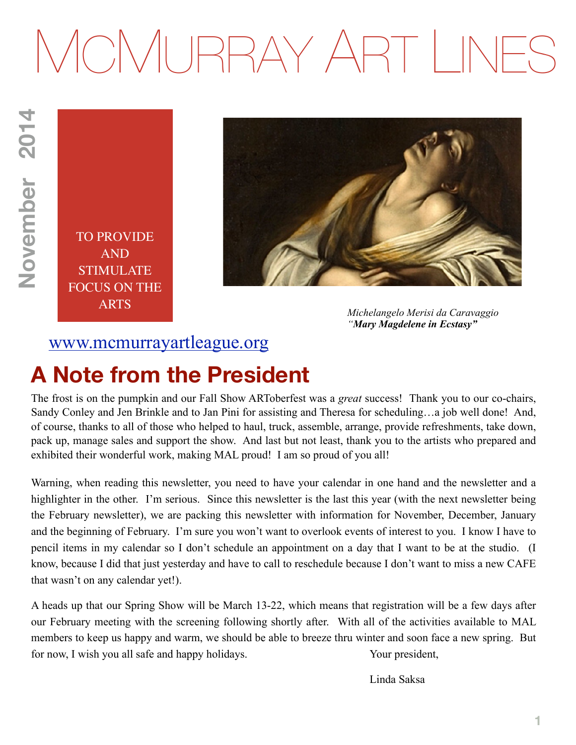# MCMURRAY ART LINES

**November 2014**

TO PROVIDE AND STIMULATE FOCUS ON THE ARTS

*Michelangelo Merisi da Caravaggio*
***"Mary Magdelene in Ecstasy"***

www.mcmurrayartleague.org

## A Note from the President

The frost is on the pumpkin and our Fall Show ARToberfest was a *great* success! Thank you to our co-chairs, Sandy Conley and Jen Brinkle and to Jan Pini for assisting and Theresa for scheduling…a job well done! And, of course, thanks to all of those who helped to haul, truck, assemble, arrange, provide refreshments, take down, pack up, manage sales and support the show. And last but not least, thank you to the artists who prepared and exhibited their wonderful work, making MAL proud! I am so proud of you all!

Warning, when reading this newsletter, you need to have your calendar in one hand and the newsletter and a highlighter in the other. I'm serious. Since this newsletter is the last this year (with the next newsletter being the February newsletter), we are packing this newsletter with information for November, December, January and the beginning of February. I'm sure you won't want to overlook events of interest to you. I know I have to pencil items in my calendar so I don't schedule an appointment on a day that I want to be at the studio. (I know, because I did that just yesterday and have to call to reschedule because I don't want to miss a new CAFE that wasn't on any calendar yet!).

A heads up that our Spring Show will be March 13-22, which means that registration will be a few days after our February meeting with the screening following shortly after. With all of the activities available to MAL members to keep us happy and warm, we should be able to breeze thru winter and soon face a new spring. But for now, I wish you all safe and happy holidays.

Your president,

Linda Saksa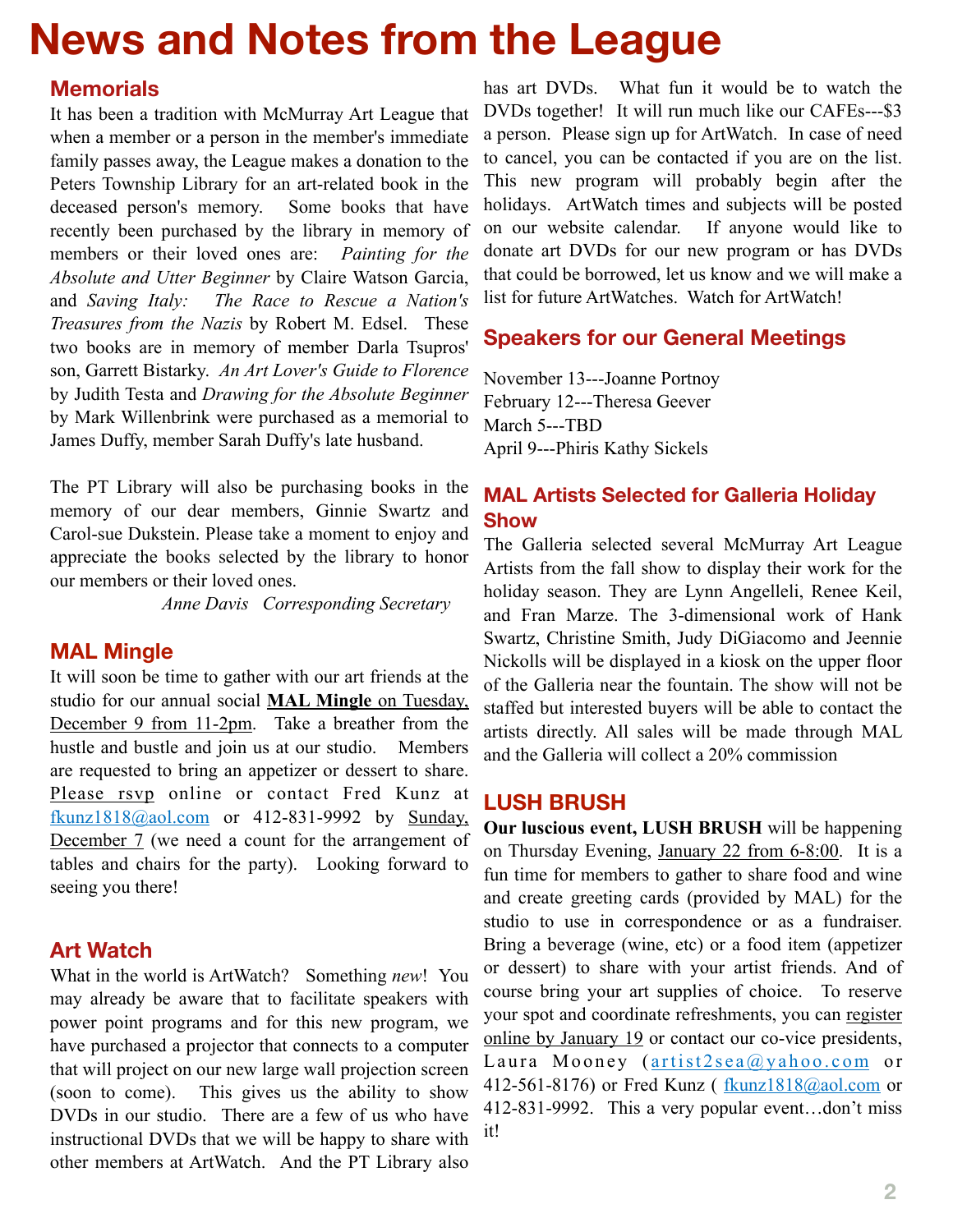# News and Notes from the League

## Memorials

It has been a tradition with McMurray Art League that when a member or a person in the member's immediate family passes away, the League makes a donation to the Peters Township Library for an art-related book in the deceased person's memory. Some books that have recently been purchased by the library in memory of members or their loved ones are: *Painting for the Absolute and Utter Beginner* by Claire Watson Garcia, and *Saving Italy: The Race to Rescue a Nation's Treasures from the Nazis* by Robert M. Edsel. These two books are in memory of member Darla Tsupros' son, Garrett Bistarky. *An Art Lover's Guide to Florence* by Judith Testa and *Drawing for the Absolute Beginner* by Mark Willenbrink were purchased as a memorial to James Duffy, member Sarah Duffy's late husband.

The PT Library will also be purchasing books in the memory of our dear members, Ginnie Swartz and Carol-sue Dukstein. Please take a moment to enjoy and appreciate the books selected by the library to honor our members or their loved ones.

*Anne Davis Corresponding Secretary*

## MAL Mingle

It will soon be time to gather with our art friends at the studio for our annual social **MAL Mingle** on Tuesday, December 9 from 11-2pm. Take a breather from the hustle and bustle and join us at our studio. Members are requested to bring an appetizer or dessert to share. Please rsvp online or contact Fred Kunz at fkunz1818@aol.com or 412-831-9992 by Sunday, December 7 (we need a count for the arrangement of tables and chairs for the party). Looking forward to seeing you there!

## Art Watch

What in the world is ArtWatch? Something *new*! You may already be aware that to facilitate speakers with power point programs and for this new program, we have purchased a projector that connects to a computer that will project on our new large wall projection screen (soon to come). This gives us the ability to show DVDs in our studio. There are a few of us who have instructional DVDs that we will be happy to share with other members at ArtWatch. And the PT Library also has art DVDs. What fun it would be to watch the DVDs together! It will run much like our CAFEs---$3 a person. Please sign up for ArtWatch. In case of need to cancel, you can be contacted if you are on the list. This new program will probably begin after the holidays. ArtWatch times and subjects will be posted on our website calendar. If anyone would like to donate art DVDs for our new program or has DVDs that could be borrowed, let us know and we will make a list for future ArtWatches. Watch for ArtWatch!

## Speakers for our General Meetings

November 13---Joanne Portnoy
February 12---Theresa Geever
March 5---TBD
April 9---Phiris Kathy Sickels

## MAL Artists Selected for Galleria Holiday Show

The Galleria selected several McMurray Art League Artists from the fall show to display their work for the holiday season. They are Lynn Angelleli, Renee Keil, and Fran Marze. The 3-dimensional work of Hank Swartz, Christine Smith, Judy DiGiacomo and Jeennie Nickolls will be displayed in a kiosk on the upper floor of the Galleria near the fountain. The show will not be staffed but interested buyers will be able to contact the artists directly. All sales will be made through MAL and the Galleria will collect a 20% commission

## LUSH BRUSH

**Our luscious event, LUSH BRUSH** will be happening on Thursday Evening, January 22 from 6-8:00. It is a fun time for members to gather to share food and wine and create greeting cards (provided by MAL) for the studio to use in correspondence or as a fundraiser. Bring a beverage (wine, etc) or a food item (appetizer or dessert) to share with your artist friends. And of course bring your art supplies of choice. To reserve your spot and coordinate refreshments, you can register online by January 19 or contact our co-vice presidents, Laura Mooney (artist2sea@yahoo.com or 412-561-8176) or Fred Kunz ( fkunz1818@aol.com or 412-831-9992. This a very popular event…don't miss it!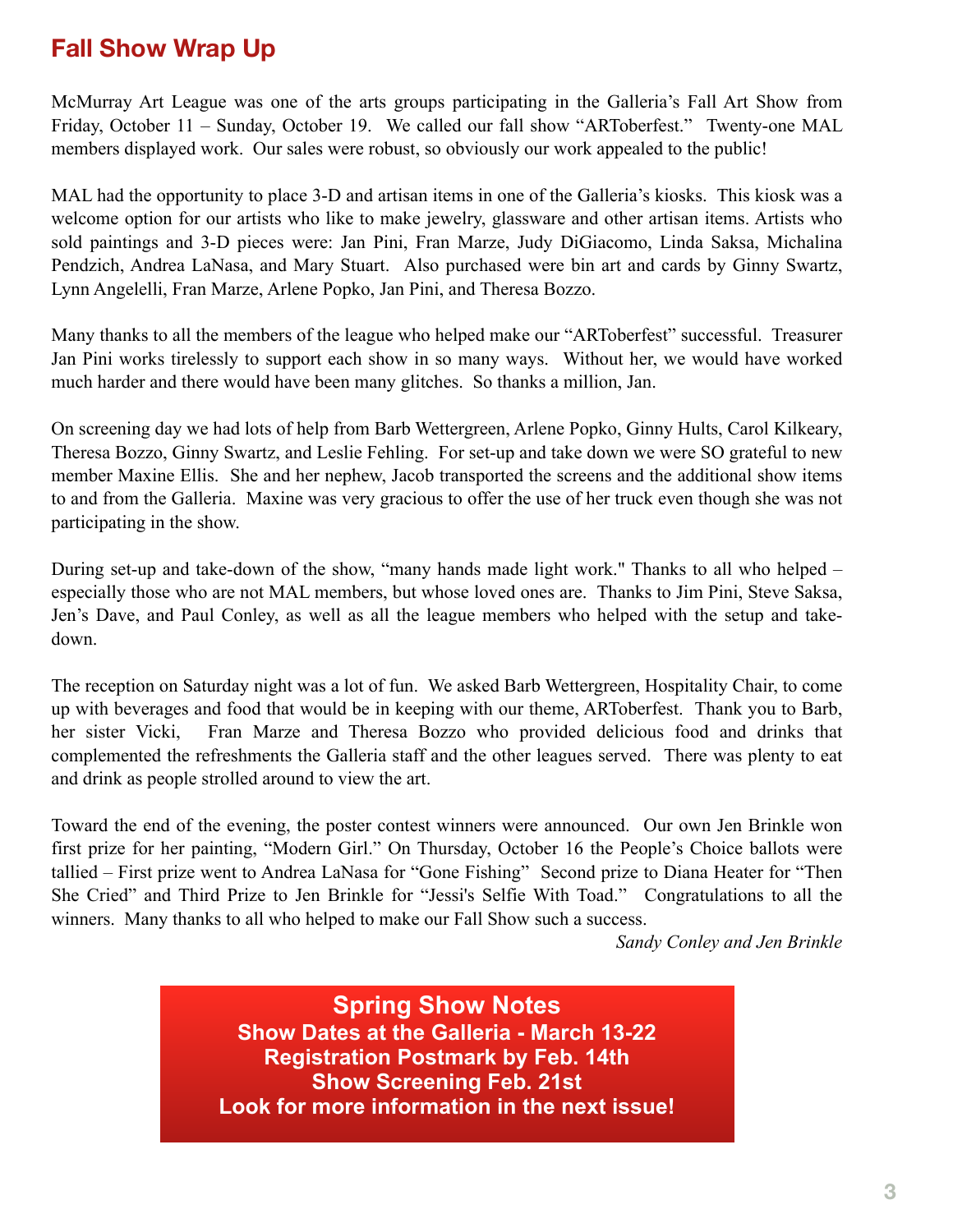## Fall Show Wrap Up

McMurray Art League was one of the arts groups participating in the Galleria's Fall Art Show from Friday, October 11 – Sunday, October 19. We called our fall show "ARToberfest." Twenty-one MAL members displayed work. Our sales were robust, so obviously our work appealed to the public!

MAL had the opportunity to place 3-D and artisan items in one of the Galleria's kiosks. This kiosk was a welcome option for our artists who like to make jewelry, glassware and other artisan items. Artists who sold paintings and 3-D pieces were: Jan Pini, Fran Marze, Judy DiGiacomo, Linda Saksa, Michalina Pendzich, Andrea LaNasa, and Mary Stuart. Also purchased were bin art and cards by Ginny Swartz, Lynn Angelelli, Fran Marze, Arlene Popko, Jan Pini, and Theresa Bozzo.

Many thanks to all the members of the league who helped make our "ARToberfest" successful. Treasurer Jan Pini works tirelessly to support each show in so many ways. Without her, we would have worked much harder and there would have been many glitches. So thanks a million, Jan.

On screening day we had lots of help from Barb Wettergreen, Arlene Popko, Ginny Hults, Carol Kilkeary, Theresa Bozzo, Ginny Swartz, and Leslie Fehling. For set-up and take down we were SO grateful to new member Maxine Ellis. She and her nephew, Jacob transported the screens and the additional show items to and from the Galleria. Maxine was very gracious to offer the use of her truck even though she was not participating in the show.

During set-up and take-down of the show, "many hands made light work." Thanks to all who helped – especially those who are not MAL members, but whose loved ones are. Thanks to Jim Pini, Steve Saksa, Jen's Dave, and Paul Conley, as well as all the league members who helped with the setup and take-down.

The reception on Saturday night was a lot of fun. We asked Barb Wettergreen, Hospitality Chair, to come up with beverages and food that would be in keeping with our theme, ARToberfest. Thank you to Barb, her sister Vicki, Fran Marze and Theresa Bozzo who provided delicious food and drinks that complemented the refreshments the Galleria staff and the other leagues served. There was plenty to eat and drink as people strolled around to view the art.

Toward the end of the evening, the poster contest winners were announced. Our own Jen Brinkle won first prize for her painting, "Modern Girl." On Thursday, October 16 the People's Choice ballots were tallied – First prize went to Andrea LaNasa for "Gone Fishing" Second prize to Diana Heater for "Then She Cried" and Third Prize to Jen Brinkle for "Jessi's Selfie With Toad." Congratulations to all the winners. Many thanks to all who helped to make our Fall Show such a success.

*Sandy Conley and Jen Brinkle*

**Spring Show Notes**
**Show Dates at the Galleria - March 13-22**
**Registration Postmark by Feb. 14th**
**Show Screening Feb. 21st**
**Look for more information in the next issue!**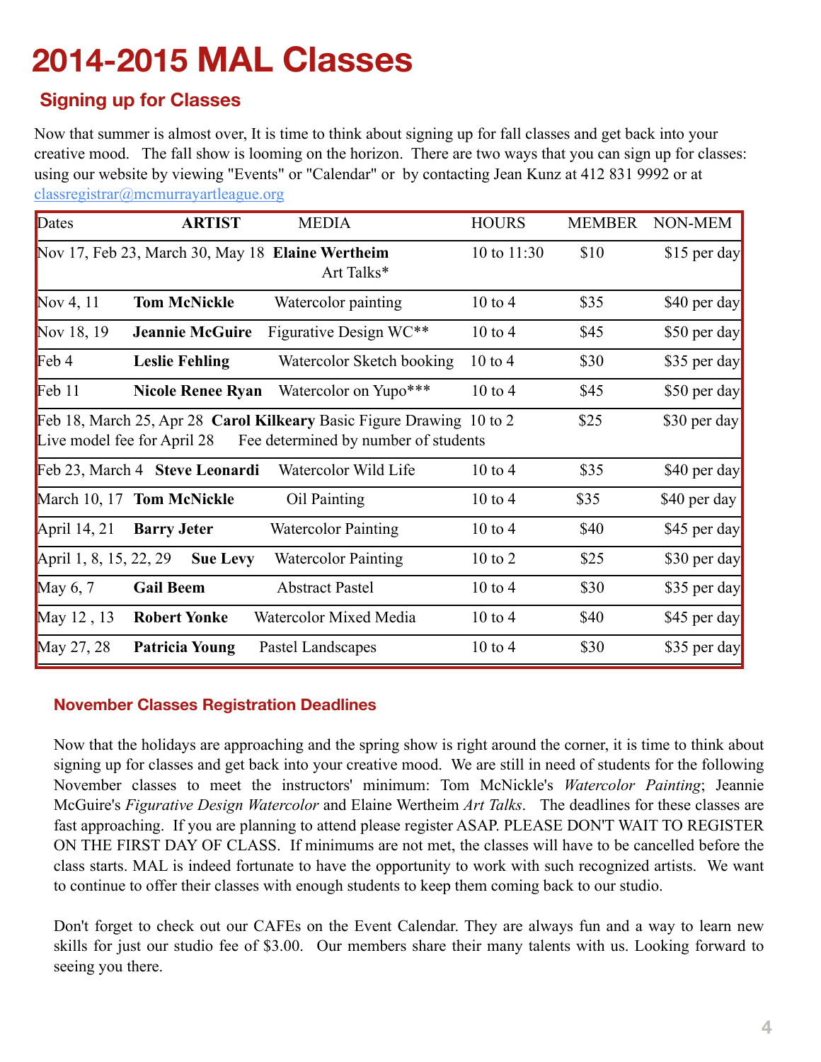# 2014-2015 MAL Classes

## Signing up for Classes

Now that summer is almost over, It is time to think about signing up for fall classes and get back into your creative mood. The fall show is looming on the horizon. There are two ways that you can sign up for classes: using our website by viewing "Events" or "Calendar" or by contacting Jean Kunz at 412 831 9992 or at classregistrar@mcmurrayartleague.org

| Dates | ARTIST | MEDIA | HOURS | MEMBER | NON-MEM |
|---|---|---|---|---|---|
| Nov 17, Feb 23, March 30, May 18 | **Elaine Wertheim** | Art Talks* | 10 to 11:30 | $10 | $15 per day |
| Nov 4, 11 | **Tom McNickle** | Watercolor painting | 10 to 4 | $35 | $40 per day |
| Nov 18, 19 | **Jeannie McGuire** | Figurative Design WC** | 10 to 4 | $45 | $50 per day |
| Feb 4 | **Leslie Fehling** | Watercolor Sketch booking | 10 to 4 | $30 | $35 per day |
| Feb 11 | **Nicole Renee Ryan** | Watercolor on Yupo*** | 10 to 4 | $45 | $50 per day |
| Feb 18, March 25, Apr 28 Live model fee for April 28 | **Carol Kilkeary** | Basic Figure Drawing Fee determined by number of students | 10 to 2 | $25 | $30 per day |
| Feb 23, March 4 | **Steve Leonardi** | Watercolor Wild Life | 10 to 4 | $35 | $40 per day |
| March 10, 17 | **Tom McNickle** | Oil Painting | 10 to 4 | $35 | $40 per day |
| April 14, 21 | **Barry Jeter** | Watercolor Painting | 10 to 4 | $40 | $45 per day |
| April 1, 8, 15, 22, 29 | **Sue Levy** | Watercolor Painting | 10 to 2 | $25 | $30 per day |
| May 6, 7 | **Gail Beem** | Abstract Pastel | 10 to 4 | $30 | $35 per day |
| May 12 , 13 | **Robert Yonke** | Watercolor Mixed Media | 10 to 4 | $40 | $45 per day |
| May 27, 28 | **Patricia Young** | Pastel Landscapes | 10 to 4 | $30 | $35 per day |

### November Classes Registration Deadlines

Now that the holidays are approaching and the spring show is right around the corner, it is time to think about signing up for classes and get back into your creative mood. We are still in need of students for the following November classes to meet the instructors' minimum: Tom McNickle's *Watercolor Painting*; Jeannie McGuire's *Figurative Design Watercolor* and Elaine Wertheim *Art Talks*. The deadlines for these classes are fast approaching. If you are planning to attend please register ASAP. PLEASE DON'T WAIT TO REGISTER ON THE FIRST DAY OF CLASS. If minimums are not met, the classes will have to be cancelled before the class starts. MAL is indeed fortunate to have the opportunity to work with such recognized artists. We want to continue to offer their classes with enough students to keep them coming back to our studio.

Don't forget to check out our CAFEs on the Event Calendar. They are always fun and a way to learn new skills for just our studio fee of $3.00. Our members share their many talents with us. Looking forward to seeing you there.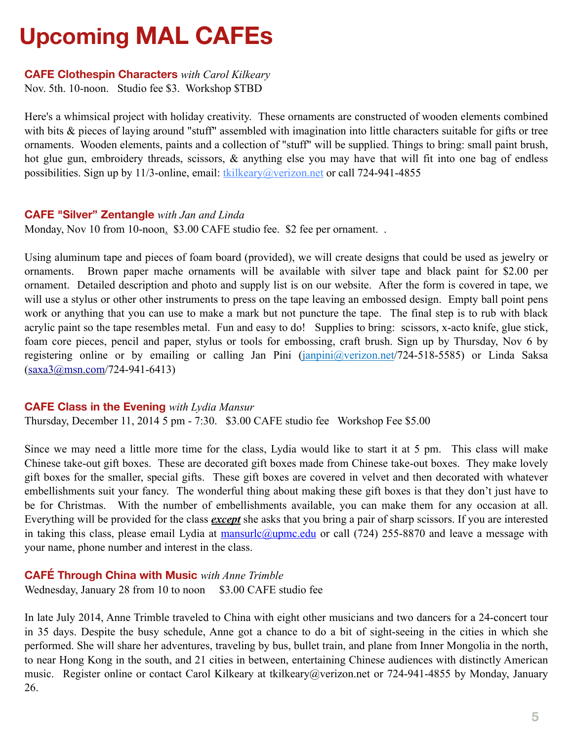# Upcoming MAL CAFEs

**CAFE Clothespin Characters** *with Carol Kilkeary*
Nov. 5th. 10-noon. Studio fee $3. Workshop $TBD

Here's a whimsical project with holiday creativity. These ornaments are constructed of wooden elements combined with bits & pieces of laying around "stuff" assembled with imagination into little characters suitable for gifts or tree ornaments. Wooden elements, paints and a collection of "stuff" will be supplied. Things to bring: small paint brush, hot glue gun, embroidery threads, scissors, & anything else you may have that will fit into one bag of endless possibilities. Sign up by 11/3-online, email: tkilkeary@verizon.net or call 724-941-4855

**CAFE "Silver" Zentangle** *with Jan and Linda*
Monday, Nov 10 from 10-noon. $3.00 CAFE studio fee. $2 fee per ornament. .

Using aluminum tape and pieces of foam board (provided), we will create designs that could be used as jewelry or ornaments. Brown paper mache ornaments will be available with silver tape and black paint for $2.00 per ornament. Detailed description and photo and supply list is on our website. After the form is covered in tape, we will use a stylus or other other instruments to press on the tape leaving an embossed design. Empty ball point pens work or anything that you can use to make a mark but not puncture the tape. The final step is to rub with black acrylic paint so the tape resembles metal. Fun and easy to do! Supplies to bring: scissors, x-acto knife, glue stick, foam core pieces, pencil and paper, stylus or tools for embossing, craft brush. Sign up by Thursday, Nov 6 by registering online or by emailing or calling Jan Pini (janpini@verizon.net/724-518-5585) or Linda Saksa (saxa3@msn.com/724-941-6413)

**CAFE Class in the Evening** *with Lydia Mansur*
Thursday, December 11, 2014 5 pm - 7:30. $3.00 CAFE studio fee Workshop Fee $5.00

Since we may need a little more time for the class, Lydia would like to start it at 5 pm. This class will make Chinese take-out gift boxes. These are decorated gift boxes made from Chinese take-out boxes. They make lovely gift boxes for the smaller, special gifts. These gift boxes are covered in velvet and then decorated with whatever embellishments suit your fancy. The wonderful thing about making these gift boxes is that they don't just have to be for Christmas. With the number of embellishments available, you can make them for any occasion at all. Everything will be provided for the class ***except*** she asks that you bring a pair of sharp scissors. If you are interested in taking this class, please email Lydia at mansurlc@upmc.edu or call (724) 255-8870 and leave a message with your name, phone number and interest in the class.

**CAFÉ Through China with Music** *with Anne Trimble*
Wednesday, January 28 from 10 to noon $3.00 CAFE studio fee

In late July 2014, Anne Trimble traveled to China with eight other musicians and two dancers for a 24-concert tour in 35 days. Despite the busy schedule, Anne got a chance to do a bit of sight-seeing in the cities in which she performed. She will share her adventures, traveling by bus, bullet train, and plane from Inner Mongolia in the north, to near Hong Kong in the south, and 21 cities in between, entertaining Chinese audiences with distinctly American music. Register online or contact Carol Kilkeary at tkilkeary@verizon.net or 724-941-4855 by Monday, January 26.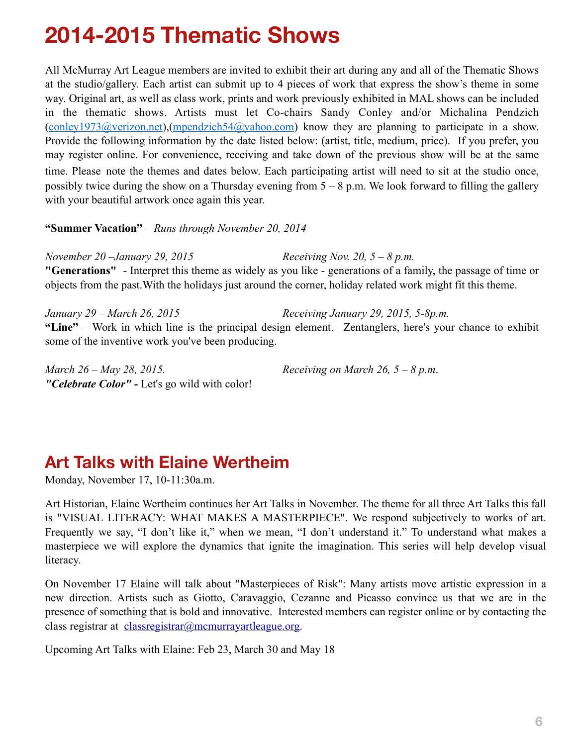# 2014-2015 Thematic Shows

All McMurray Art League members are invited to exhibit their art during any and all of the Thematic Shows at the studio/gallery. Each artist can submit up to 4 pieces of work that express the show's theme in some way. Original art, as well as class work, prints and work previously exhibited in MAL shows can be included in the thematic shows. Artists must let Co-chairs Sandy Conley and/or Michalina Pendzich (conley1973@verizon.net),(mpendzich54@yahoo.com) know they are planning to participate in a show. Provide the following information by the date listed below: (artist, title, medium, price). If you prefer, you may register online. For convenience, receiving and take down of the previous show will be at the same time. Please note the themes and dates below. Each participating artist will need to sit at the studio once, possibly twice during the show on a Thursday evening from 5 – 8 p.m. We look forward to filling the gallery with your beautiful artwork once again this year.

**"Summer Vacation"** – *Runs through November 20, 2014*

*November 20 –January 29, 2015* *Receiving Nov. 20, 5 – 8 p.m.*
**"Generations"** - Interpret this theme as widely as you like - generations of a family, the passage of time or objects from the past.With the holidays just around the corner, holiday related work might fit this theme.

*January 29 – March 26, 2015* *Receiving January 29, 2015, 5-8p.m.*
**"Line"** – Work in which line is the principal design element. Zentanglers, here's your chance to exhibit some of the inventive work you've been producing.

*March 26 – May 28, 2015.* *Receiving on March 26, 5 – 8 p.m.*
***"Celebrate Color" -*** Let's go wild with color!

## Art Talks with Elaine Wertheim

Monday, November 17, 10-11:30a.m.

Art Historian, Elaine Wertheim continues her Art Talks in November. The theme for all three Art Talks this fall is "VISUAL LITERACY: WHAT MAKES A MASTERPIECE". We respond subjectively to works of art. Frequently we say, "I don't like it," when we mean, "I don't understand it." To understand what makes a masterpiece we will explore the dynamics that ignite the imagination. This series will help develop visual literacy.

On November 17 Elaine will talk about "Masterpieces of Risk": Many artists move artistic expression in a new direction. Artists such as Giotto, Caravaggio, Cezanne and Picasso convince us that we are in the presence of something that is bold and innovative. Interested members can register online or by contacting the class registrar at classregistrar@mcmurrayartleague.org.

Upcoming Art Talks with Elaine: Feb 23, March 30 and May 18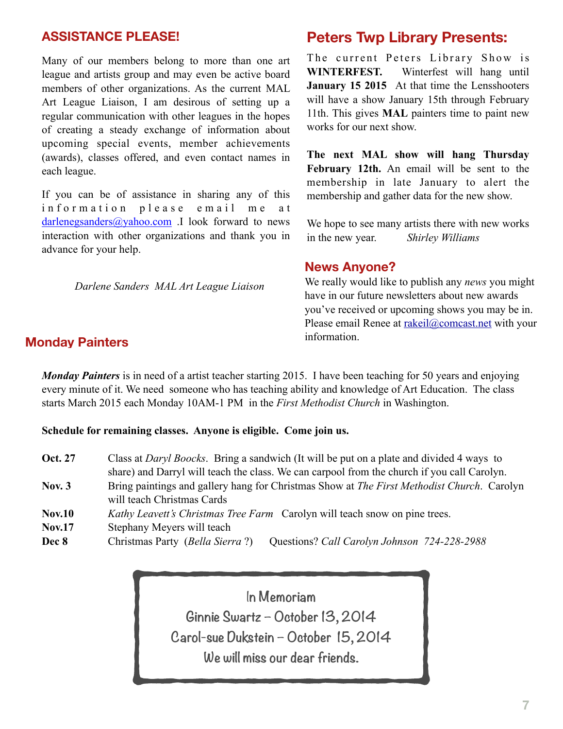## ASSISTANCE PLEASE!

Many of our members belong to more than one art league and artists group and may even be active board members of other organizations. As the current MAL Art League Liaison, I am desirous of setting up a regular communication with other leagues in the hopes of creating a steady exchange of information about upcoming special events, member achievements (awards), classes offered, and even contact names in each league.

If you can be of assistance in sharing any of this information please email me at darlenegsanders@yahoo.com .I look forward to news interaction with other organizations and thank you in advance for your help.

*Darlene Sanders MAL Art League Liaison*

## Peters Twp Library Presents:

The current Peters Library Show is **WINTERFEST.** Winterfest will hang until **January 15 2015** At that time the Lensshooters will have a show January 15th through February 11th. This gives **MAL** painters time to paint new works for our next show.

**The next MAL show will hang Thursday February 12th.** An email will be sent to the membership in late January to alert the membership and gather data for the new show.

We hope to see many artists there with new works in the new year. *Shirley Williams*

## News Anyone?

We really would like to publish any *news* you might have in our future newsletters about new awards you've received or upcoming shows you may be in. Please email Renee at rakeil@comcast.net with your information.

## Monday Painters

***Monday Painters*** is in need of a artist teacher starting 2015. I have been teaching for 50 years and enjoying every minute of it. We need someone who has teaching ability and knowledge of Art Education. The class starts March 2015 each Monday 10AM-1 PM in the *First Methodist Church* in Washington.

**Schedule for remaining classes. Anyone is eligible. Come join us.**

**Oct. 27** Class at *Daryl Boocks*. Bring a sandwich (It will be put on a plate and divided 4 ways to share) and Darryl will teach the class. We can carpool from the church if you call Carolyn.

**Nov. 3** Bring paintings and gallery hang for Christmas Show at *The First Methodist Church*. Carolyn will teach Christmas Cards

**Nov.10** *Kathy Leavett's Christmas Tree Farm* Carolyn will teach snow on pine trees.

**Nov.17** Stephany Meyers will teach

**Dec 8** Christmas Party (*Bella Sierra* ?) Questions? *Call Carolyn Johnson 724-228-2988*

In Memoriam
Ginnie Swartz – October 13, 2014
Carol-sue Dukstein – October 15, 2014
We will miss our dear friends.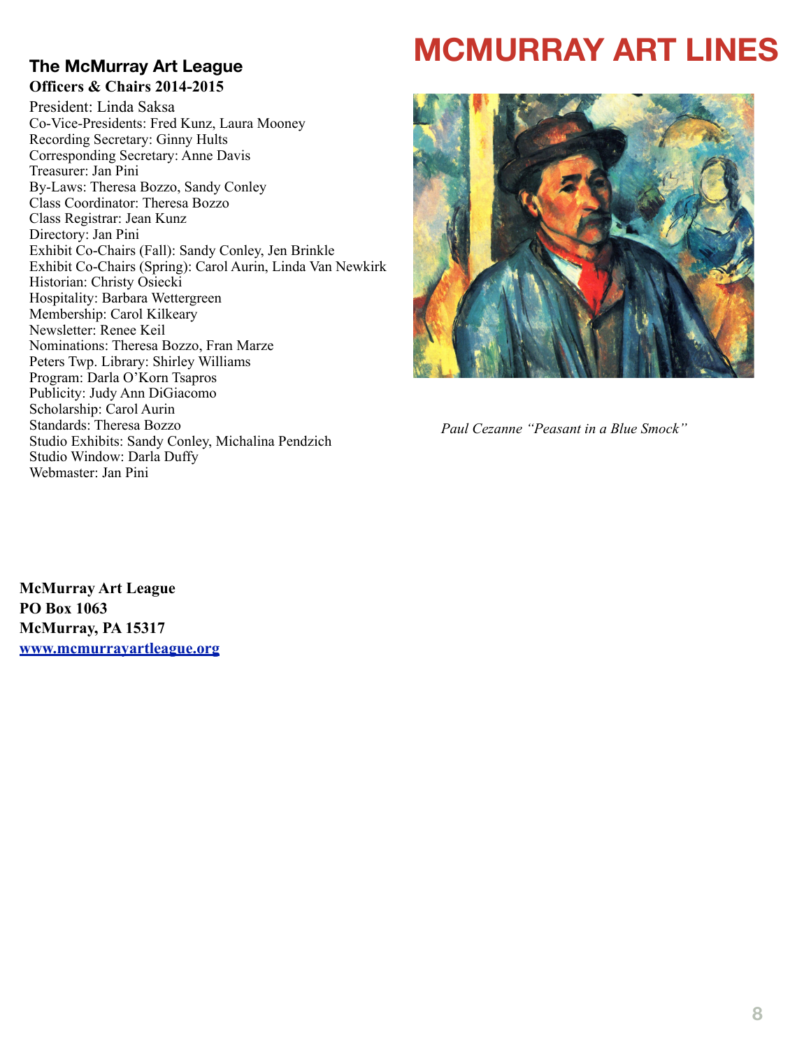# MCMURRAY ART LINES

## The McMurray Art League

**Officers & Chairs 2014-2015**

President: Linda Saksa
Co-Vice-Presidents: Fred Kunz, Laura Mooney
Recording Secretary: Ginny Hults
Corresponding Secretary: Anne Davis
Treasurer: Jan Pini
By-Laws: Theresa Bozzo, Sandy Conley
Class Coordinator: Theresa Bozzo
Class Registrar: Jean Kunz
Directory: Jan Pini
Exhibit Co-Chairs (Fall): Sandy Conley, Jen Brinkle
Exhibit Co-Chairs (Spring): Carol Aurin, Linda Van Newkirk
Historian: Christy Osiecki
Hospitality: Barbara Wettergreen
Membership: Carol Kilkeary
Newsletter: Renee Keil
Nominations: Theresa Bozzo, Fran Marze
Peters Twp. Library: Shirley Williams
Program: Darla O'Korn Tsapros
Publicity: Judy Ann DiGiacomo
Scholarship: Carol Aurin
Standards: Theresa Bozzo
Studio Exhibits: Sandy Conley, Michalina Pendzich
Studio Window: Darla Duffy
Webmaster: Jan Pini

*Paul Cezanne "Peasant in a Blue Smock"*

**McMurray Art League**
**PO Box 1063**
**McMurray, PA 15317**
**www.mcmurrayartleague.org**